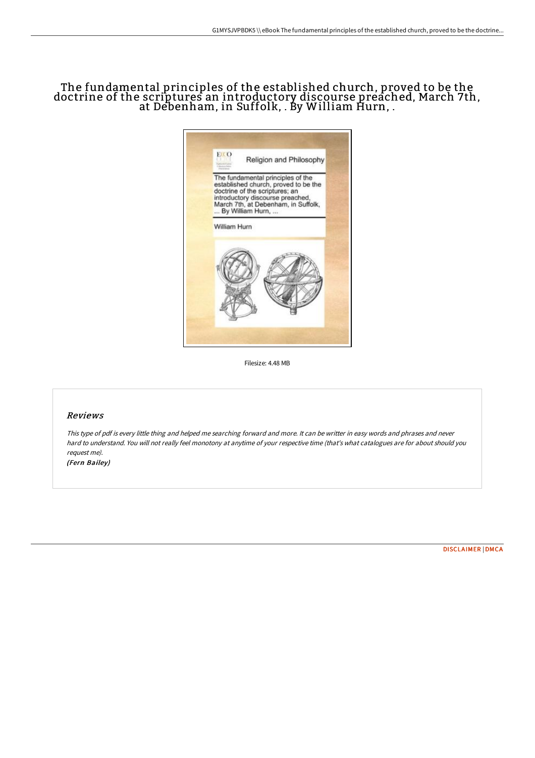# The fundamental principles of the established church, proved to be the doctrine of the scriptures an introductory discourse preached, March 7th, at Debenham, in Suffolk, . By William Hurn, .

Filesize: 4.48 MB

## Reviews

*This type of pdf is every little thing and helped me searching forward and more. It can be writter in easy words and phrases and never hard to understand. You will not really feel monotony at anytime of your respective time (that's what catalogues are for about should you request me).*

*(Fern Bailey)*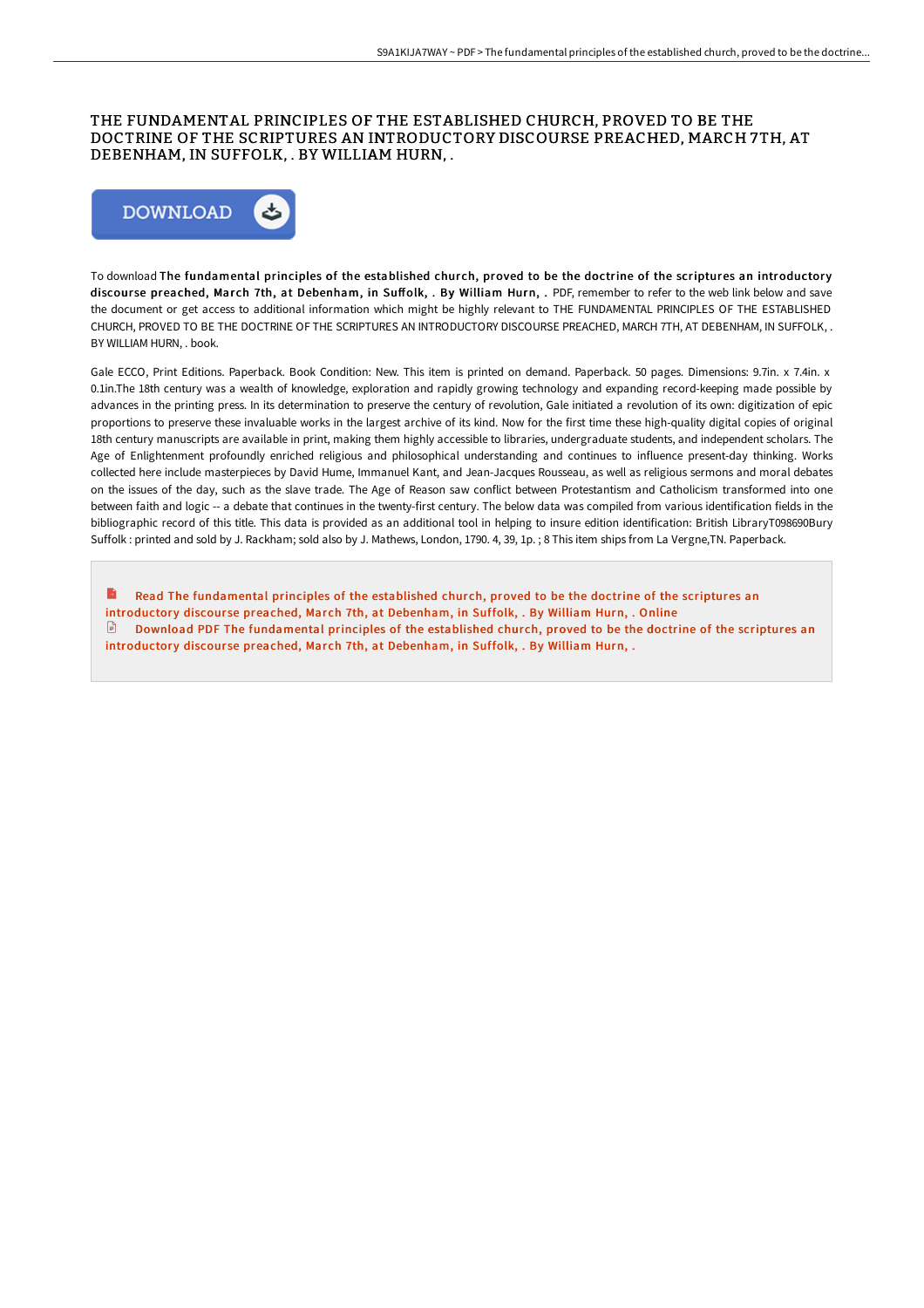# THE FUNDAMENTAL PRINCIPLES OF THE ESTABLISHED CHURCH, PROVED TO BE THE DOCTRINE OF THE SCRIPTURES AN INTRODUCTORY DISCOURSE PREACHED, MARCH 7TH, AT DEBENHAM, IN SUFFOLK, . BY WILLIAM HURN, .

DOWNLOAD

To download **The fundamental principles of the established church, proved to be the doctrine of the scriptures an introductory discourse preached, March 7th, at Debenham, in Suffolk, . By William Hurn, .** PDF, remember to refer to the web link below and save the document or get access to additional information which might be highly relevant to THE FUNDAMENTAL PRINCIPLES OF THE ESTABLISHED CHURCH, PROVED TO BE THE DOCTRINE OF THE SCRIPTURES AN INTRODUCTORY DISCOURSE PREACHED, MARCH 7TH, AT DEBENHAM, IN SUFFOLK, . BY WILLIAM HURN, . book.

Gale ECCO, Print Editions. Paperback. Book Condition: New. This item is printed on demand. Paperback. 50 pages. Dimensions: 9.7in. x 7.4in. x 0.1in.The 18th century was a wealth of knowledge, exploration and rapidly growing technology and expanding record-keeping made possible by advances in the printing press. In its determination to preserve the century of revolution, Gale initiated a revolution of its own: digitization of epic proportions to preserve these invaluable works in the largest archive of its kind. Now for the first time these high-quality digital copies of original 18th century manuscripts are available in print, making them highly accessible to libraries, undergraduate students, and independent scholars. The Age of Enlightenment profoundly enriched religious and philosophical understanding and continues to influence present-day thinking. Works collected here include masterpieces by David Hume, Immanuel Kant, and Jean-Jacques Rousseau, as well as religious sermons and moral debates on the issues of the day, such as the slave trade. The Age of Reason saw conflict between Protestantism and Catholicism transformed into one between faith and logic -- a debate that continues in the twenty-first century. The below data was compiled from various identification fields in the bibliographic record of this title. This data is provided as an additional tool in helping to insure edition identification: British LibraryT098690Bury Suffolk : printed and sold by J. Rackham; sold also by J. Mathews, London, 1790. 4, 39, 1p. ; 8 This item ships from La Vergne,TN. Paperback.

Read The fundamental principles of the established church, proved to be the doctrine of the scriptures an introductory discourse preached, March 7th, at Debenham, in Suffolk, . By William Hurn, . Online

Download PDF The fundamental principles of the established church, proved to be the doctrine of the scriptures an introductory discourse preached, March 7th, at Debenham, in Suffolk, . By William Hurn, .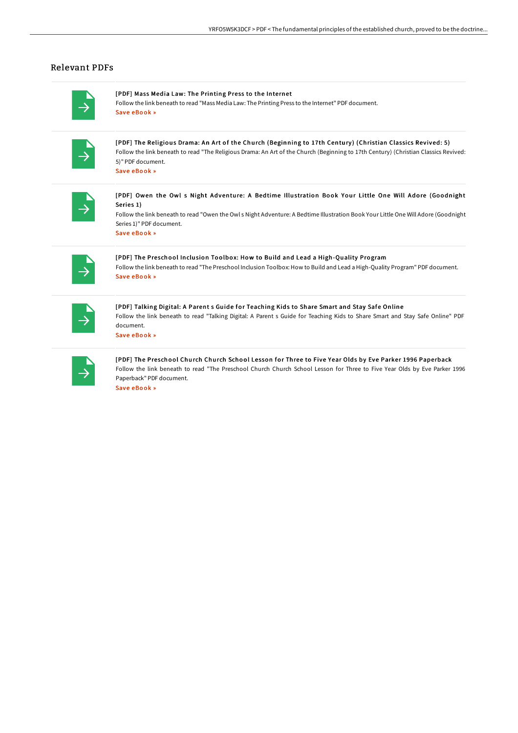## Relevant PDFs

[PDF] Mass Media Law: The Printing Press to the Internet
Follow the link beneath to read "Mass Media Law: The Printing Press to the Internet" PDF document.
Save eBook »

[PDF] The Religious Drama: An Art of the Church (Beginning to 17th Century) (Christian Classics Revived: 5)
Follow the link beneath to read "The Religious Drama: An Art of the Church (Beginning to 17th Century) (Christian Classics Revived: 5)" PDF document.
Save eBook »

[PDF] Owen the Owl s Night Adventure: A Bedtime Illustration Book Your Little One Will Adore (Goodnight Series 1)
Follow the link beneath to read "Owen the Owl s Night Adventure: A Bedtime Illustration Book Your Little One Will Adore (Goodnight Series 1)" PDF document.
Save eBook »

[PDF] The Preschool Inclusion Toolbox: How to Build and Lead a High-Quality Program
Follow the link beneath to read "The Preschool Inclusion Toolbox: How to Build and Lead a High-Quality Program" PDF document.
Save eBook »

[PDF] Talking Digital: A Parent s Guide for Teaching Kids to Share Smart and Stay Safe Online
Follow the link beneath to read "Talking Digital: A Parent s Guide for Teaching Kids to Share Smart and Stay Safe Online" PDF document.
Save eBook »

[PDF] The Preschool Church Church School Lesson for Three to Five Year Olds by Eve Parker 1996 Paperback
Follow the link beneath to read "The Preschool Church Church School Lesson for Three to Five Year Olds by Eve Parker 1996 Paperback" PDF document.
Save eBook »